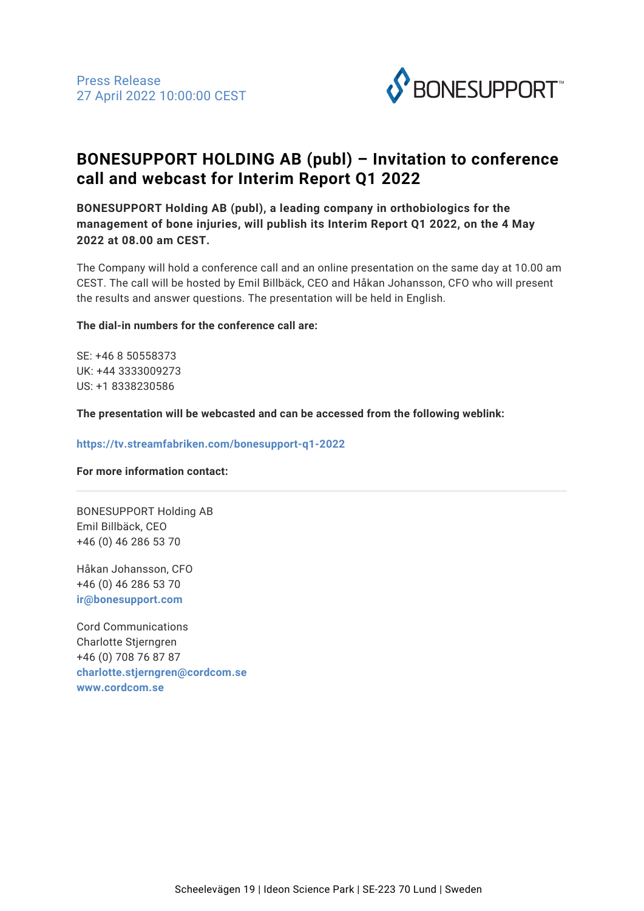Press Release
27 April 2022 10:00:00 CEST

# BONESUPPORT HOLDING AB (publ) – Invitation to conference call and webcast for Interim Report Q1 2022

**BONESUPPORT Holding AB (publ), a leading company in orthobiologics for the management of bone injuries, will publish its Interim Report Q1 2022, on the 4 May 2022 at 08.00 am CEST.**

The Company will hold a conference call and an online presentation on the same day at 10.00 am CEST. The call will be hosted by Emil Billbäck, CEO and Håkan Johansson, CFO who will present the results and answer questions. The presentation will be held in English.

**The dial-in numbers for the conference call are:**

SE: +46 8 50558373
UK: +44 3333009273
US: +1 8338230586

**The presentation will be webcasted and can be accessed from the following weblink:**

**https://tv.streamfabriken.com/bonesupport-q1-2022**

**For more information contact:**

---

BONESUPPORT Holding AB
Emil Billbäck, CEO
+46 (0) 46 286 53 70

Håkan Johansson, CFO
+46 (0) 46 286 53 70
**ir@bonesupport.com**

Cord Communications
Charlotte Stjerngren
+46 (0) 708 76 87 87
**charlotte.stjerngren@cordcom.se**
**www.cordcom.se**

Scheelevägen 19 | Ideon Science Park | SE-223 70 Lund | Sweden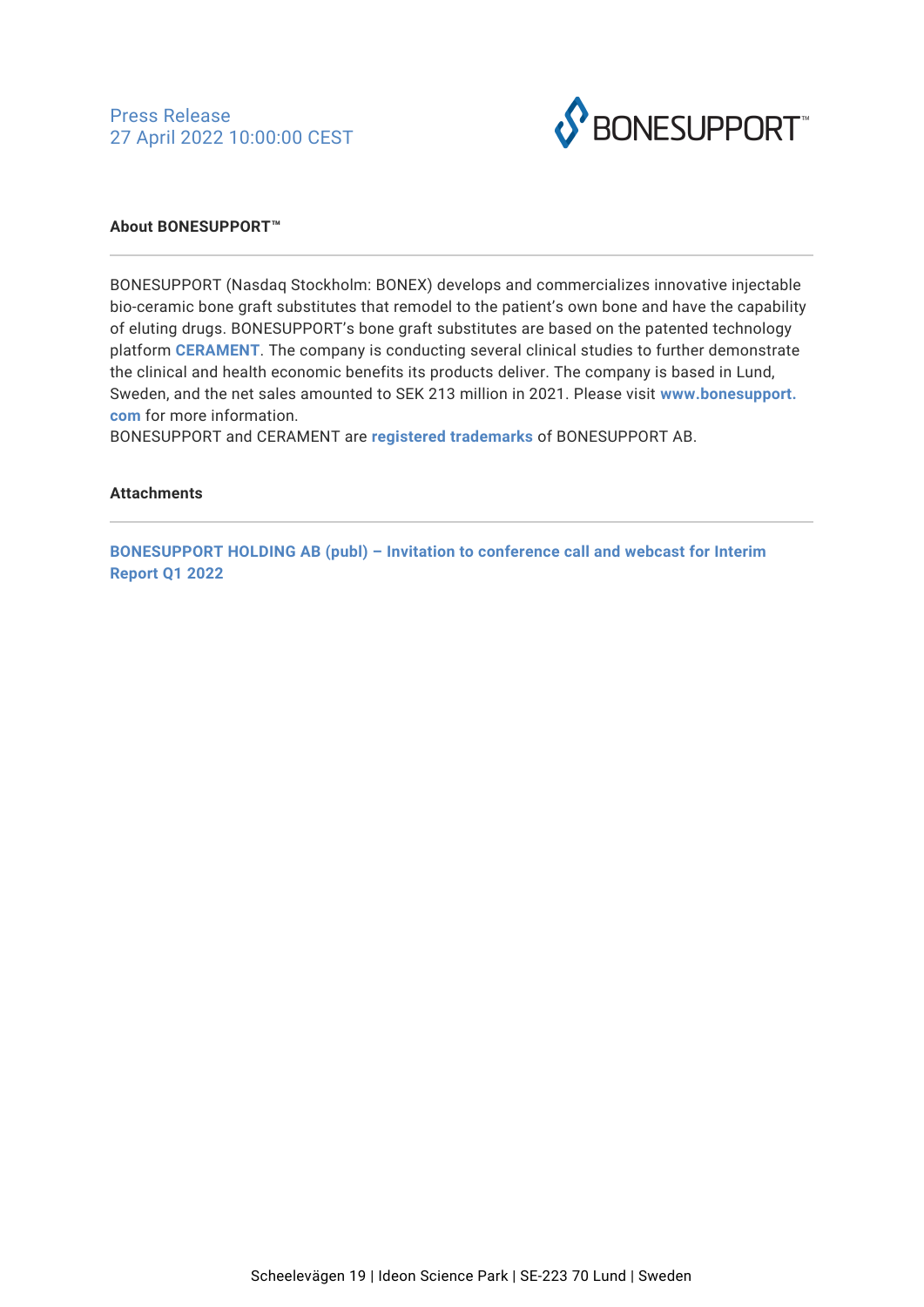Press Release
27 April 2022 10:00:00 CEST

### About BONESUPPORT™

BONESUPPORT (Nasdaq Stockholm: BONEX) develops and commercializes innovative injectable bio-ceramic bone graft substitutes that remodel to the patient's own bone and have the capability of eluting drugs. BONESUPPORT's bone graft substitutes are based on the patented technology platform **CERAMENT**. The company is conducting several clinical studies to further demonstrate the clinical and health economic benefits its products deliver. The company is based in Lund, Sweden, and the net sales amounted to SEK 213 million in 2021. Please visit **www.bonesupport.com** for more information.
BONESUPPORT and CERAMENT are **registered trademarks** of BONESUPPORT AB.

### Attachments

**BONESUPPORT HOLDING AB (publ) – Invitation to conference call and webcast for Interim Report Q1 2022**

Scheelevägen 19 | Ideon Science Park | SE-223 70 Lund | Sweden